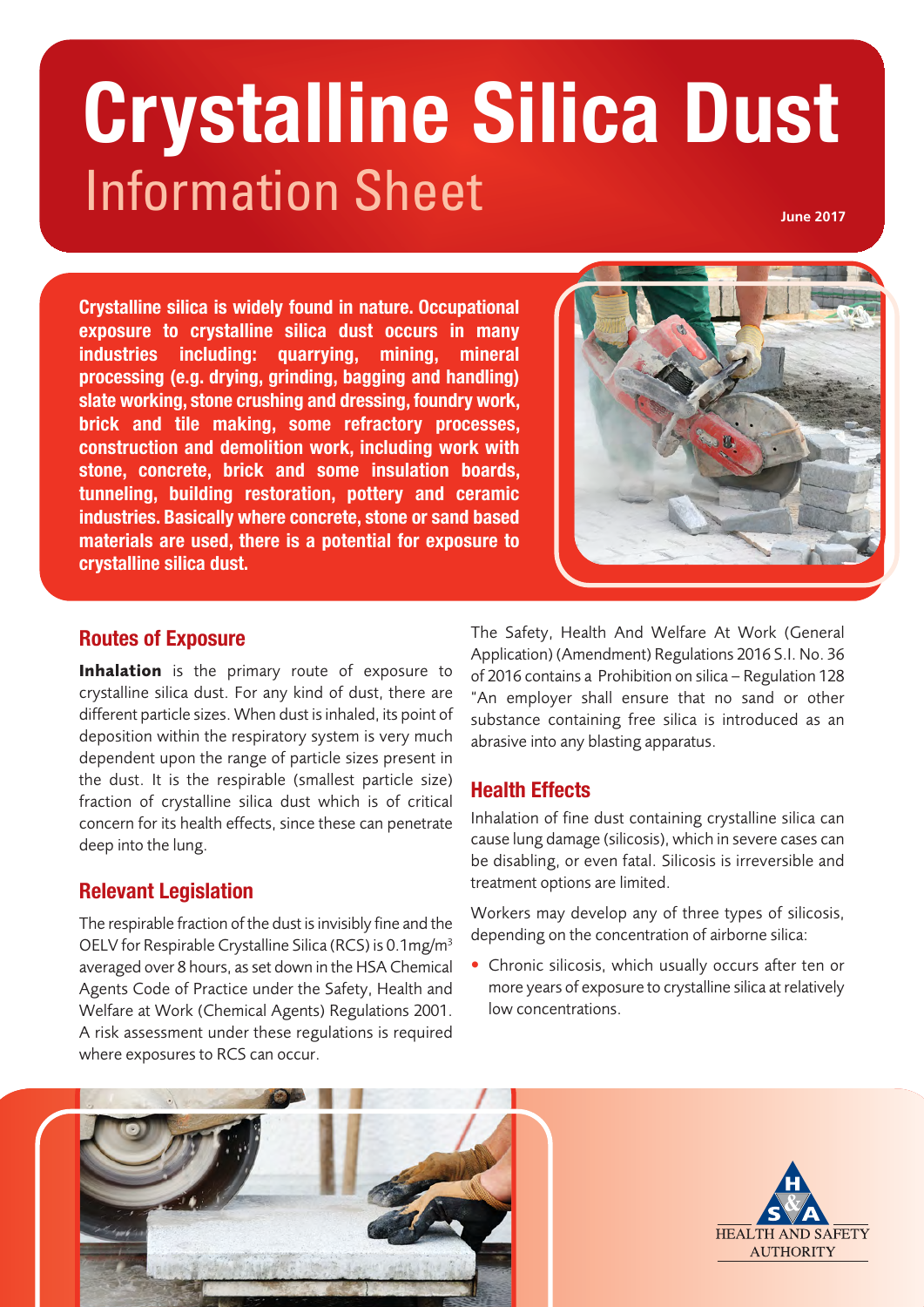# Crystalline Silica Dust

## Information Sheet

June 2017

**Crystalline silica is widely found in nature. Occupational exposure to crystalline silica dust occurs in many industries including: quarrying, mining, mineral processing (e.g. drying, grinding, bagging and handling) slate working, stone crushing and dressing, foundry work, brick and tile making, some refractory processes, construction and demolition work, including work with stone, concrete, brick and some insulation boards, tunneling, building restoration, pottery and ceramic industries. Basically where concrete, stone or sand based materials are used, there is a potential for exposure to crystalline silica dust.**

### Routes of Exposure

**Inhalation** is the primary route of exposure to crystalline silica dust. For any kind of dust, there are different particle sizes. When dust is inhaled, its point of deposition within the respiratory system is very much dependent upon the range of particle sizes present in the dust. It is the respirable (smallest particle size) fraction of crystalline silica dust which is of critical concern for its health effects, since these can penetrate deep into the lung.

### Relevant Legislation

The respirable fraction of the dust is invisibly fine and the OELV for Respirable Crystalline Silica (RCS) is 0.1mg/m$^3$ averaged over 8 hours, as set down in the HSA Chemical Agents Code of Practice under the Safety, Health and Welfare at Work (Chemical Agents) Regulations 2001. A risk assessment under these regulations is required where exposures to RCS can occur.

The Safety, Health And Welfare At Work (General Application) (Amendment) Regulations 2016 S.I. No. 36 of 2016 contains a Prohibition on silica – Regulation 128 "An employer shall ensure that no sand or other substance containing free silica is introduced as an abrasive into any blasting apparatus.

### Health Effects

Inhalation of fine dust containing crystalline silica can cause lung damage (silicosis), which in severe cases can be disabling, or even fatal. Silicosis is irreversible and treatment options are limited.

Workers may develop any of three types of silicosis, depending on the concentration of airborne silica:

- Chronic silicosis, which usually occurs after ten or more years of exposure to crystalline silica at relatively low concentrations.

HEALTH AND SAFETY AUTHORITY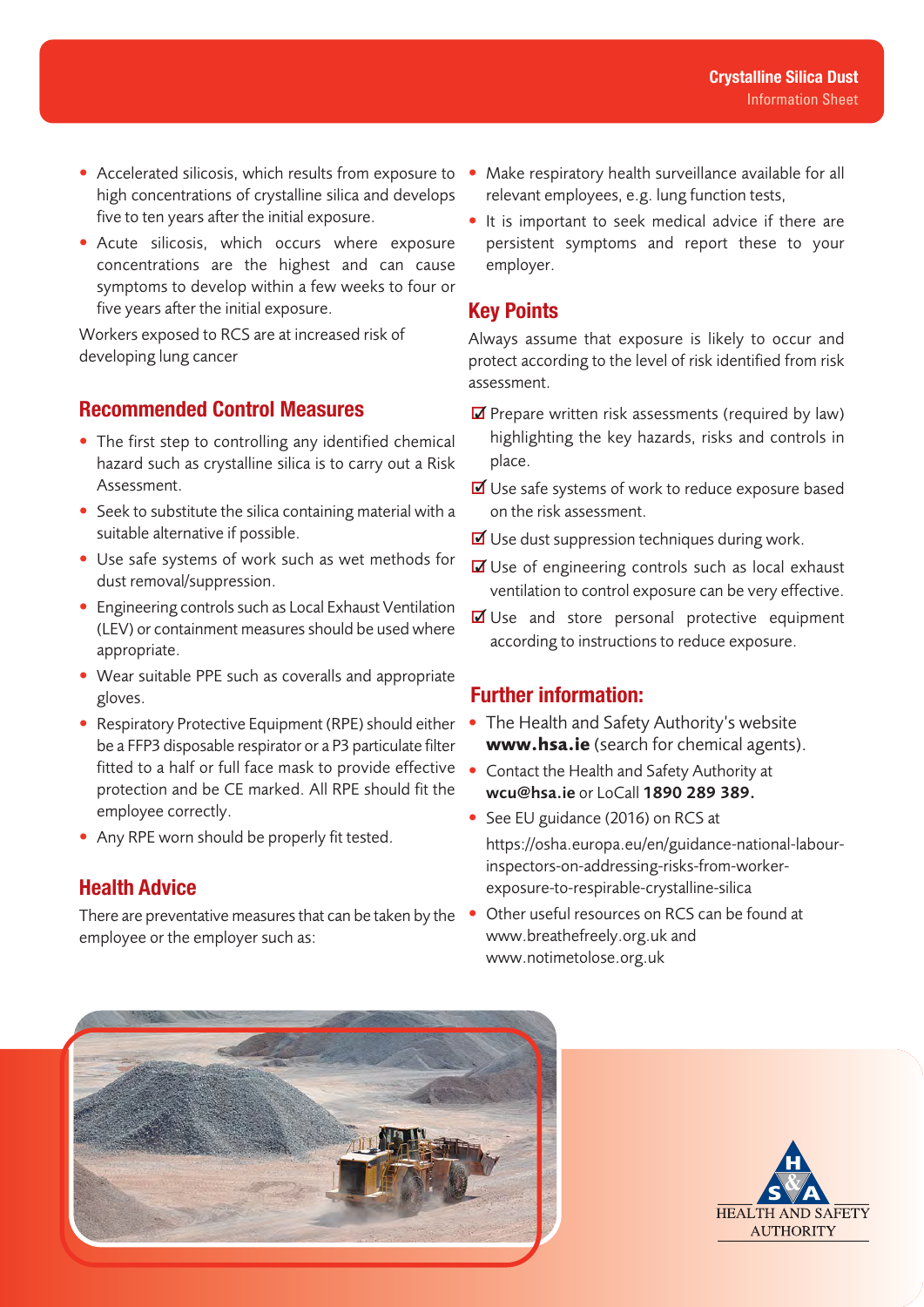- Accelerated silicosis, which results from exposure to high concentrations of crystalline silica and develops five to ten years after the initial exposure.
- Acute silicosis, which occurs where exposure concentrations are the highest and can cause symptoms to develop within a few weeks to four or five years after the initial exposure.

Workers exposed to RCS are at increased risk of developing lung cancer

## Recommended Control Measures

- The first step to controlling any identified chemical hazard such as crystalline silica is to carry out a Risk Assessment.
- Seek to substitute the silica containing material with a suitable alternative if possible.
- Use safe systems of work such as wet methods for dust removal/suppression.
- Engineering controls such as Local Exhaust Ventilation (LEV) or containment measures should be used where appropriate.
- Wear suitable PPE such as coveralls and appropriate gloves.
- Respiratory Protective Equipment (RPE) should either be a FFP3 disposable respirator or a P3 particulate filter fitted to a half or full face mask to provide effective protection and be CE marked. All RPE should fit the employee correctly.
- Any RPE worn should be properly fit tested.

## Health Advice

There are preventative measures that can be taken by the employee or the employer such as:

- Make respiratory health surveillance available for all relevant employees, e.g. lung function tests,
- It is important to seek medical advice if there are persistent symptoms and report these to your employer.

## Key Points

Always assume that exposure is likely to occur and protect according to the level of risk identified from risk assessment.

- ☑ Prepare written risk assessments (required by law) highlighting the key hazards, risks and controls in place.
- ☑ Use safe systems of work to reduce exposure based on the risk assessment.
- ☑ Use dust suppression techniques during work.
- ☑ Use of engineering controls such as local exhaust ventilation to control exposure can be very effective.
- ☑ Use and store personal protective equipment according to instructions to reduce exposure.

## Further information:

- The Health and Safety Authority's website **www.hsa.ie** (search for chemical agents).
- Contact the Health and Safety Authority at **wcu@hsa.ie** or LoCall **1890 289 389.**
- See EU guidance (2016) on RCS at https://osha.europa.eu/en/guidance-national-labour-inspectors-on-addressing-risks-from-worker-exposure-to-respirable-crystalline-silica
- Other useful resources on RCS can be found at www.breathefreely.org.uk and www.notimetolose.org.uk

HEALTH AND SAFETY AUTHORITY